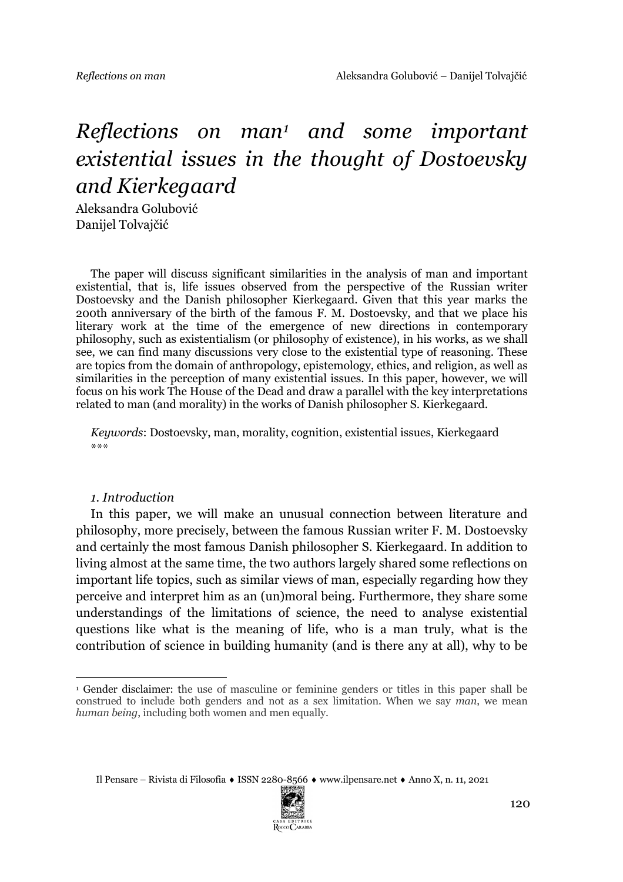# *Reflections on man*[1] *and some important existential issues in the thought of Dostoevsky and Kierkegaard*

Aleksandra Golubović
Danijel Tolvajčić

The paper will discuss significant similarities in the analysis of man and important existential, that is, life issues observed from the perspective of the Russian writer Dostoevsky and the Danish philosopher Kierkegaard. Given that this year marks the 200th anniversary of the birth of the famous F. M. Dostoevsky, and that we place his literary work at the time of the emergence of new directions in contemporary philosophy, such as existentialism (or philosophy of existence), in his works, as we shall see, we can find many discussions very close to the existential type of reasoning. These are topics from the domain of anthropology, epistemology, ethics, and religion, as well as similarities in the perception of many existential issues. In this paper, however, we will focus on his work The House of the Dead and draw a parallel with the key interpretations related to man (and morality) in the works of Danish philosopher S. Kierkegaard.

*Keywords*: Dostoevsky, man, morality, cognition, existential issues, Kierkegaard

***

## *1. Introduction*

In this paper, we will make an unusual connection between literature and philosophy, more precisely, between the famous Russian writer F. M. Dostoevsky and certainly the most famous Danish philosopher S. Kierkegaard. In addition to living almost at the same time, the two authors largely shared some reflections on important life topics, such as similar views of man, especially regarding how they perceive and interpret him as an (un)moral being. Furthermore, they share some understandings of the limitations of science, the need to analyse existential questions like what is the meaning of life, who is a man truly, what is the contribution of science in building humanity (and is there any at all), why to be

---

[1] Gender disclaimer: the use of masculine or feminine genders or titles in this paper shall be construed to include both genders and not as a sex limitation. When we say *man*, we mean *human being*, including both women and men equally.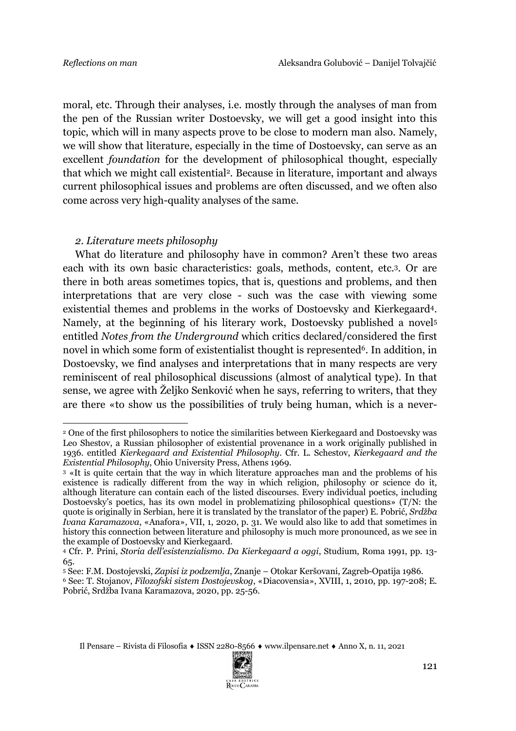moral, etc. Through their analyses, i.e. mostly through the analyses of man from the pen of the Russian writer Dostoevsky, we will get a good insight into this topic, which will in many aspects prove to be close to modern man also. Namely, we will show that literature, especially in the time of Dostoevsky, can serve as an excellent *foundation* for the development of philosophical thought, especially that which we might call existential[2]. Because in literature, important and always current philosophical issues and problems are often discussed, and we often also come across very high-quality analyses of the same.

## *2. Literature meets philosophy*

What do literature and philosophy have in common? Aren't these two areas each with its own basic characteristics: goals, methods, content, etc.[3]. Or are there in both areas sometimes topics, that is, questions and problems, and then interpretations that are very close - such was the case with viewing some existential themes and problems in the works of Dostoevsky and Kierkegaard[4]. Namely, at the beginning of his literary work, Dostoevsky published a novel[5] entitled *Notes from the Underground* which critics declared/considered the first novel in which some form of existentialist thought is represented[6]. In addition, in Dostoevsky, we find analyses and interpretations that in many respects are very reminiscent of real philosophical discussions (almost of analytical type). In that sense, we agree with Željko Senković when he says, referring to writers, that they are there «to show us the possibilities of truly being human, which is a never-

---

[2] One of the first philosophers to notice the similarities between Kierkegaard and Dostoevsky was Leo Shestov, a Russian philosopher of existential provenance in a work originally published in 1936. entitled *Kierkegaard and Existential Philosophy*. Cfr. L. Schestov, *Kierkegaard and the Existential Philosophy*, Ohio University Press, Athens 1969.

[3] «It is quite certain that the way in which literature approaches man and the problems of his existence is radically different from the way in which religion, philosophy or science do it, although literature can contain each of the listed discourses. Every individual poetics, including Dostoevsky's poetics, has its own model in problematizing philosophical questions» (T/N: the quote is originally in Serbian, here it is translated by the translator of the paper) E. Pobrić, *Srdžba Ivana Karamazova*, «Anafora», VII, 1, 2020, p. 31. We would also like to add that sometimes in history this connection between literature and philosophy is much more pronounced, as we see in the example of Dostoevsky and Kierkegaard.

[4] Cfr. P. Prini, *Storia dell'esistenzialismo. Da Kierkegaard a oggi*, Studium, Roma 1991, pp. 13-65.

[5] See: F.M. Dostojevski, *Zapisi iz podzemlja*, Znanje – Otokar Keršovani, Zagreb-Opatija 1986.

[6] See: T. Stojanov, *Filozofski sistem Dostojevskog*, «Diacovensia», XVIII, 1, 2010, pp. 197-208; E. Pobrić, Srdžba Ivana Karamazova, 2020, pp. 25-56.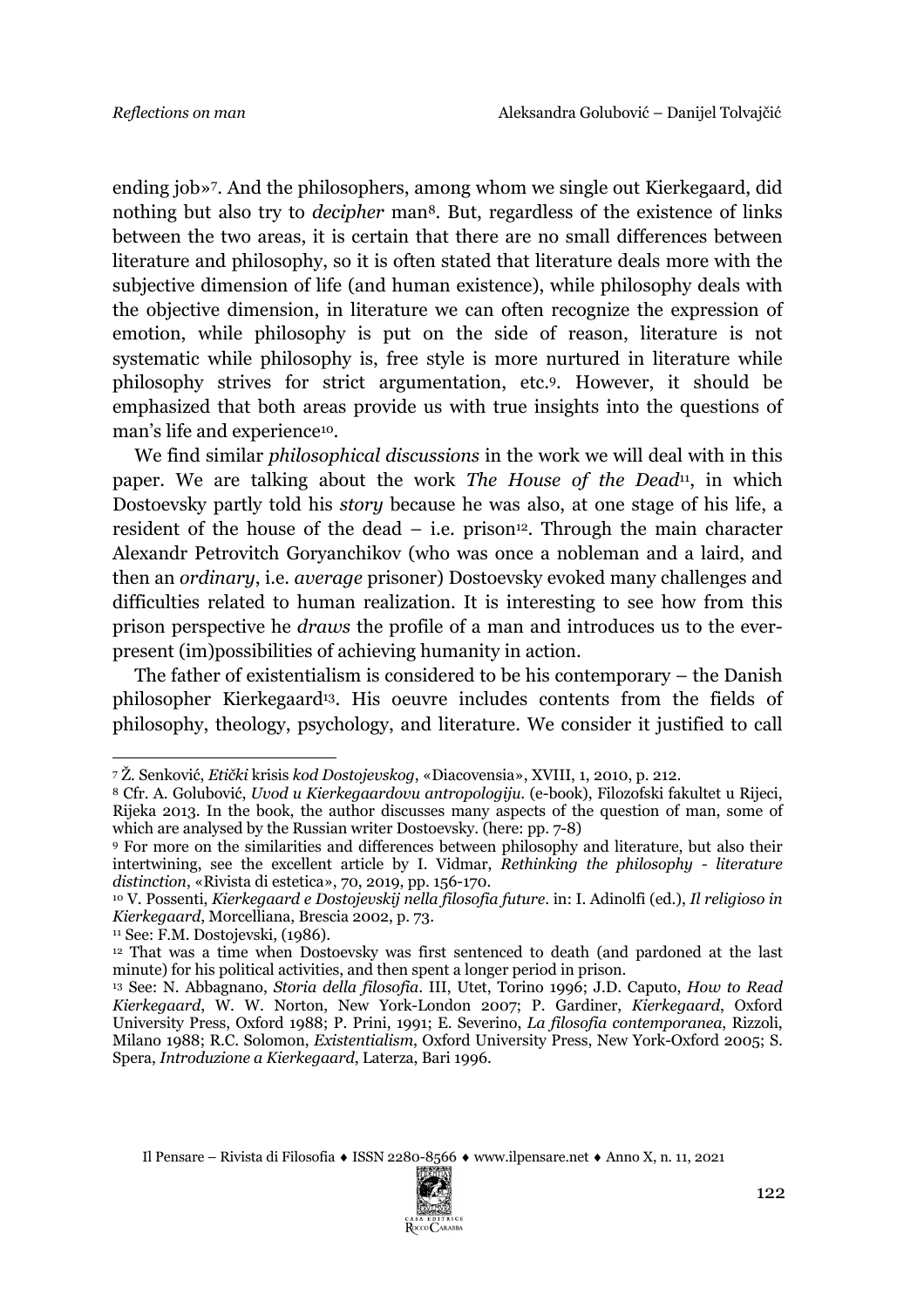ending job»[7]. And the philosophers, among whom we single out Kierkegaard, did nothing but also try to *decipher* man[8]. But, regardless of the existence of links between the two areas, it is certain that there are no small differences between literature and philosophy, so it is often stated that literature deals more with the subjective dimension of life (and human existence), while philosophy deals with the objective dimension, in literature we can often recognize the expression of emotion, while philosophy is put on the side of reason, literature is not systematic while philosophy is, free style is more nurtured in literature while philosophy strives for strict argumentation, etc.[9]. However, it should be emphasized that both areas provide us with true insights into the questions of man's life and experience[10].

We find similar *philosophical discussions* in the work we will deal with in this paper. We are talking about the work *The House of the Dead*[11], in which Dostoevsky partly told his *story* because he was also, at one stage of his life, a resident of the house of the dead – i.e. prison[12]. Through the main character Alexandr Petrovitch Goryanchikov (who was once a nobleman and a laird, and then an *ordinary*, i.e. *average* prisoner) Dostoevsky evoked many challenges and difficulties related to human realization. It is interesting to see how from this prison perspective he *draws* the profile of a man and introduces us to the ever-present (im)possibilities of achieving humanity in action.

The father of existentialism is considered to be his contemporary – the Danish philosopher Kierkegaard[13]. His oeuvre includes contents from the fields of philosophy, theology, psychology, and literature. We consider it justified to call

---

[7] Ž. Senković, *Etički* krisis *kod Dostojevskog*, «Diacovensia», XVIII, 1, 2010, p. 212.

[8] Cfr. A. Golubović, *Uvod u Kierkegaardovu antropologiju.* (e-book), Filozofski fakultet u Rijeci, Rijeka 2013. In the book, the author discusses many aspects of the question of man, some of which are analysed by the Russian writer Dostoevsky. (here: pp. 7-8)

[9] For more on the similarities and differences between philosophy and literature, but also their intertwining, see the excellent article by I. Vidmar, *Rethinking the philosophy - literature distinction*, «Rivista di estetica», 70, 2019, pp. 156-170.

[10] V. Possenti, *Kierkegaard e Dostojevskij nella filosofia future*. in: I. Adinolfi (ed.), *Il religioso in Kierkegaard*, Morcelliana, Brescia 2002, p. 73.

[11] See: F.M. Dostojevski, (1986).

[12] That was a time when Dostoevsky was first sentenced to death (and pardoned at the last minute) for his political activities, and then spent a longer period in prison.

[13] See: N. Abbagnano, *Storia della filosofia*. III, Utet, Torino 1996; J.D. Caputo, *How to Read Kierkegaard*, W. W. Norton, New York-London 2007; P. Gardiner, *Kierkegaard*, Oxford University Press, Oxford 1988; P. Prini, 1991; E. Severino, *La filosofia contemporanea*, Rizzoli, Milano 1988; R.C. Solomon, *Existentialism*, Oxford University Press, New York-Oxford 2005; S. Spera, *Introduzione a Kierkegaard*, Laterza, Bari 1996.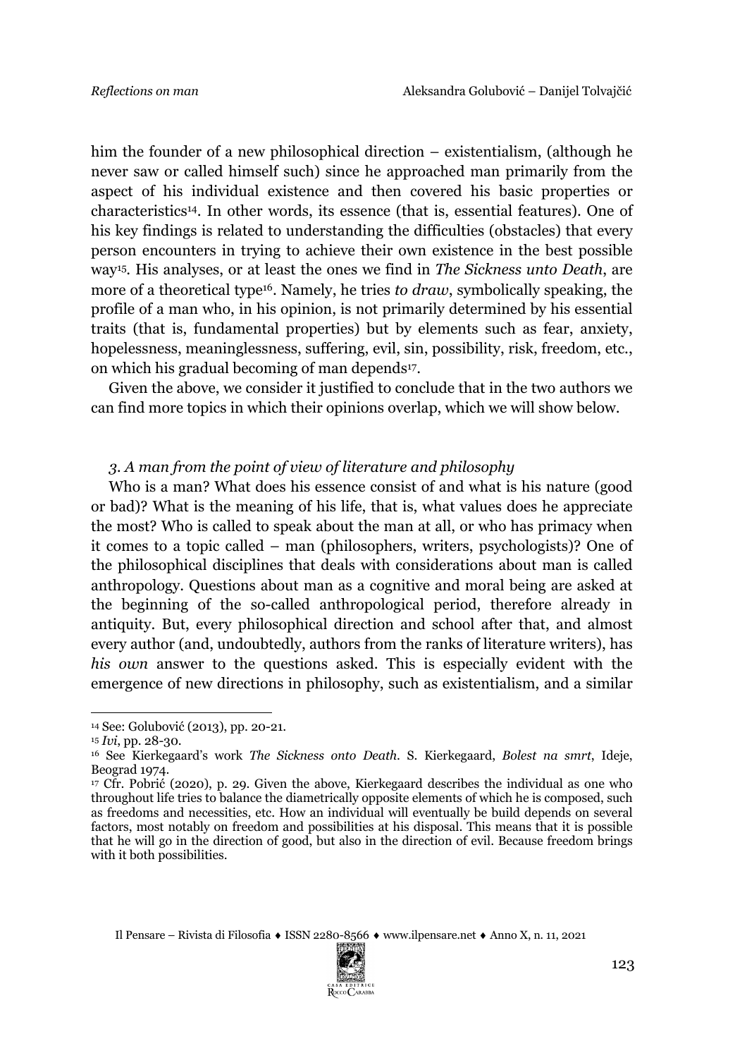him the founder of a new philosophical direction – existentialism, (although he never saw or called himself such) since he approached man primarily from the aspect of his individual existence and then covered his basic properties or characteristics[14]. In other words, its essence (that is, essential features). One of his key findings is related to understanding the difficulties (obstacles) that every person encounters in trying to achieve their own existence in the best possible way[15]. His analyses, or at least the ones we find in *The Sickness unto Death*, are more of a theoretical type[16]. Namely, he tries *to draw*, symbolically speaking, the profile of a man who, in his opinion, is not primarily determined by his essential traits (that is, fundamental properties) but by elements such as fear, anxiety, hopelessness, meaninglessness, suffering, evil, sin, possibility, risk, freedom, etc., on which his gradual becoming of man depends[17].

Given the above, we consider it justified to conclude that in the two authors we can find more topics in which their opinions overlap, which we will show below.

### *3. A man from the point of view of literature and philosophy*

Who is a man? What does his essence consist of and what is his nature (good or bad)? What is the meaning of his life, that is, what values does he appreciate the most? Who is called to speak about the man at all, or who has primacy when it comes to a topic called – man (philosophers, writers, psychologists)? One of the philosophical disciplines that deals with considerations about man is called anthropology. Questions about man as a cognitive and moral being are asked at the beginning of the so-called anthropological period, therefore already in antiquity. But, every philosophical direction and school after that, and almost every author (and, undoubtedly, authors from the ranks of literature writers), has *his own* answer to the questions asked. This is especially evident with the emergence of new directions in philosophy, such as existentialism, and a similar

---

[14] See: Golubović (2013), pp. 20-21.

[15] *Ivi*, pp. 28-30.

[16] See Kierkegaard's work *The Sickness onto Death*. S. Kierkegaard, *Bolest na smrt*, Ideje, Beograd 1974.

[17] Cfr. Pobrić (2020), p. 29. Given the above, Kierkegaard describes the individual as one who throughout life tries to balance the diametrically opposite elements of which he is composed, such as freedoms and necessities, etc. How an individual will eventually be build depends on several factors, most notably on freedom and possibilities at his disposal. This means that it is possible that he will go in the direction of good, but also in the direction of evil. Because freedom brings with it both possibilities.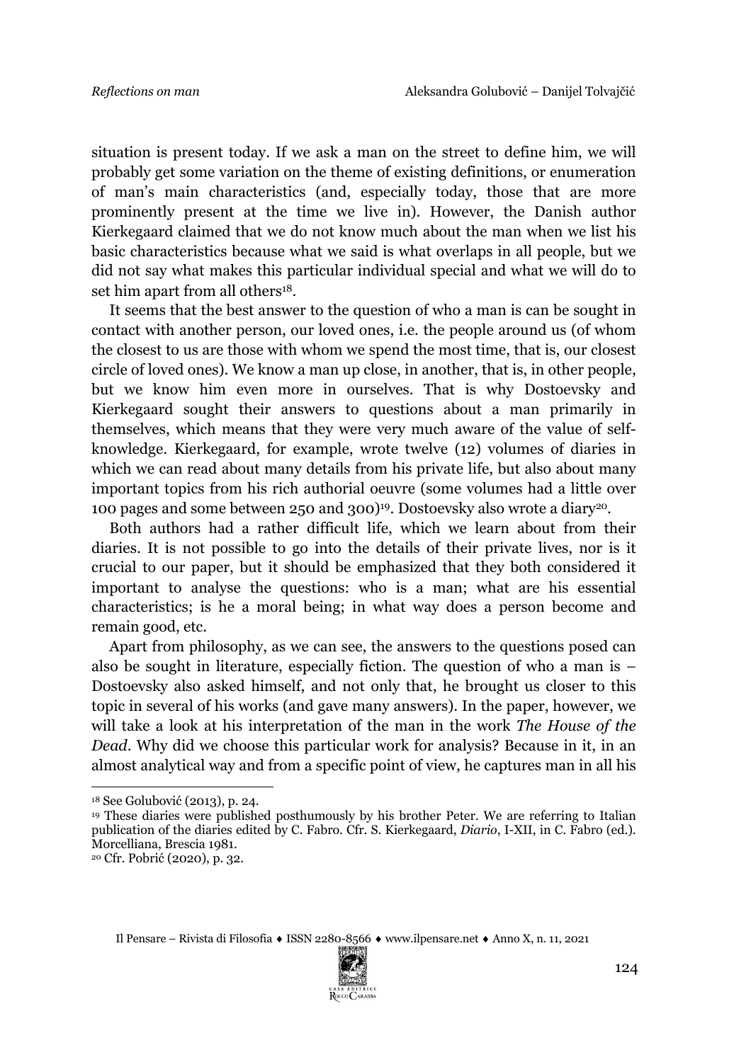situation is present today. If we ask a man on the street to define him, we will probably get some variation on the theme of existing definitions, or enumeration of man's main characteristics (and, especially today, those that are more prominently present at the time we live in). However, the Danish author Kierkegaard claimed that we do not know much about the man when we list his basic characteristics because what we said is what overlaps in all people, but we did not say what makes this particular individual special and what we will do to set him apart from all others[18].

It seems that the best answer to the question of who a man is can be sought in contact with another person, our loved ones, i.e. the people around us (of whom the closest to us are those with whom we spend the most time, that is, our closest circle of loved ones). We know a man up close, in another, that is, in other people, but we know him even more in ourselves. That is why Dostoevsky and Kierkegaard sought their answers to questions about a man primarily in themselves, which means that they were very much aware of the value of self-knowledge. Kierkegaard, for example, wrote twelve (12) volumes of diaries in which we can read about many details from his private life, but also about many important topics from his rich authorial oeuvre (some volumes had a little over 100 pages and some between 250 and 300)[19]. Dostoevsky also wrote a diary[20].

Both authors had a rather difficult life, which we learn about from their diaries. It is not possible to go into the details of their private lives, nor is it crucial to our paper, but it should be emphasized that they both considered it important to analyse the questions: who is a man; what are his essential characteristics; is he a moral being; in what way does a person become and remain good, etc.

Apart from philosophy, as we can see, the answers to the questions posed can also be sought in literature, especially fiction. The question of who a man is – Dostoevsky also asked himself, and not only that, he brought us closer to this topic in several of his works (and gave many answers). In the paper, however, we will take a look at his interpretation of the man in the work *The House of the Dead*. Why did we choose this particular work for analysis? Because in it, in an almost analytical way and from a specific point of view, he captures man in all his

---

[18] See Golubović (2013), p. 24.

[19] These diaries were published posthumously by his brother Peter. We are referring to Italian publication of the diaries edited by C. Fabro. Cfr. S. Kierkegaard, *Diario*, I-XII, in C. Fabro (ed.). Morcelliana, Brescia 1981.

[20] Cfr. Pobrić (2020), p. 32.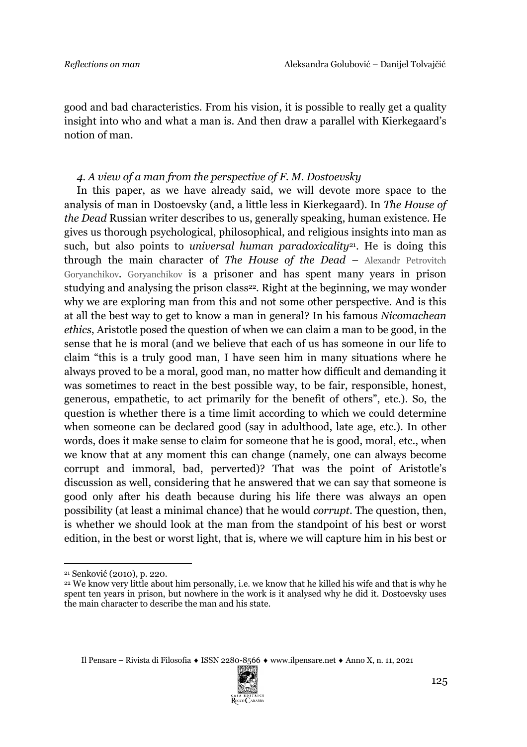good and bad characteristics. From his vision, it is possible to really get a quality insight into who and what a man is. And then draw a parallel with Kierkegaard's notion of man.

### *4. A view of a man from the perspective of F. M. Dostoevsky*

In this paper, as we have already said, we will devote more space to the analysis of man in Dostoevsky (and, a little less in Kierkegaard). In *The House of the Dead* Russian writer describes to us, generally speaking, human existence. He gives us thorough psychological, philosophical, and religious insights into man as such, but also points to *universal human paradoxicality*[21]. He is doing this through the main character of *The House of the Dead* – Alexandr Petrovitch Goryanchikov. Goryanchikov is a prisoner and has spent many years in prison studying and analysing the prison class[22]. Right at the beginning, we may wonder why we are exploring man from this and not some other perspective. And is this at all the best way to get to know a man in general? In his famous *Nicomachean ethics*, Aristotle posed the question of when we can claim a man to be good, in the sense that he is moral (and we believe that each of us has someone in our life to claim "this is a truly good man, I have seen him in many situations where he always proved to be a moral, good man, no matter how difficult and demanding it was sometimes to react in the best possible way, to be fair, responsible, honest, generous, empathetic, to act primarily for the benefit of others", etc.). So, the question is whether there is a time limit according to which we could determine when someone can be declared good (say in adulthood, late age, etc.). In other words, does it make sense to claim for someone that he is good, moral, etc., when we know that at any moment this can change (namely, one can always become corrupt and immoral, bad, perverted)? That was the point of Aristotle's discussion as well, considering that he answered that we can say that someone is good only after his death because during his life there was always an open possibility (at least a minimal chance) that he would *corrupt*. The question, then, is whether we should look at the man from the standpoint of his best or worst edition, in the best or worst light, that is, where we will capture him in his best or

---

[21] Senković (2010), p. 220.

[22] We know very little about him personally, i.e. we know that he killed his wife and that is why he spent ten years in prison, but nowhere in the work is it analysed why he did it. Dostoevsky uses the main character to describe the man and his state.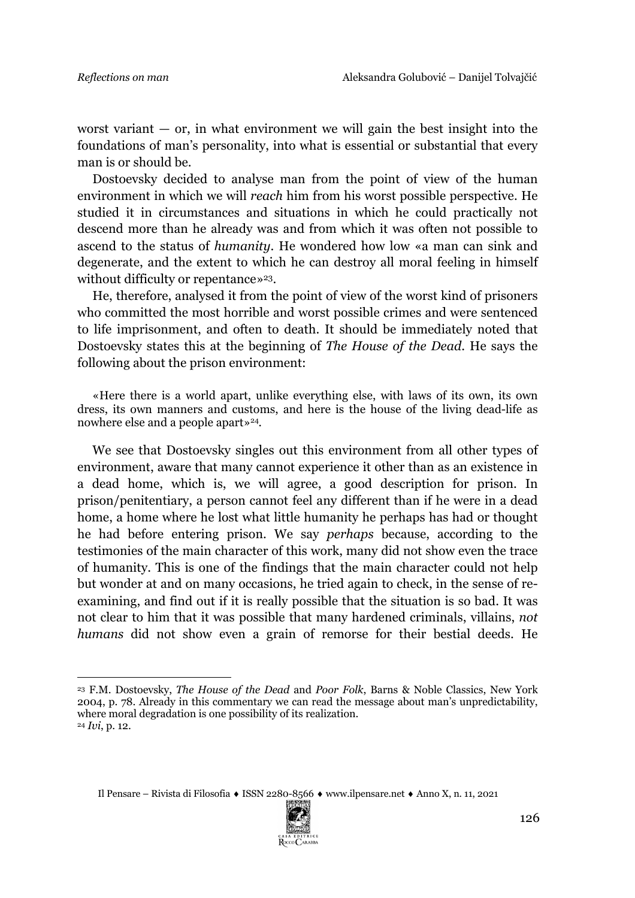worst variant — or, in what environment we will gain the best insight into the foundations of man's personality, into what is essential or substantial that every man is or should be.

Dostoevsky decided to analyse man from the point of view of the human environment in which we will *reach* him from his worst possible perspective. He studied it in circumstances and situations in which he could practically not descend more than he already was and from which it was often not possible to ascend to the status of *humanity*. He wondered how low «a man can sink and degenerate, and the extent to which he can destroy all moral feeling in himself without difficulty or repentance»[23].

He, therefore, analysed it from the point of view of the worst kind of prisoners who committed the most horrible and worst possible crimes and were sentenced to life imprisonment, and often to death. It should be immediately noted that Dostoevsky states this at the beginning of *The House of the Dead*. He says the following about the prison environment:

> «Here there is a world apart, unlike everything else, with laws of its own, its own dress, its own manners and customs, and here is the house of the living dead-life as nowhere else and a people apart»[24].

We see that Dostoevsky singles out this environment from all other types of environment, aware that many cannot experience it other than as an existence in a dead home, which is, we will agree, a good description for prison. In prison/penitentiary, a person cannot feel any different than if he were in a dead home, a home where he lost what little humanity he perhaps has had or thought he had before entering prison. We say *perhaps* because, according to the testimonies of the main character of this work, many did not show even the trace of humanity. This is one of the findings that the main character could not help but wonder at and on many occasions, he tried again to check, in the sense of re-examining, and find out if it is really possible that the situation is so bad. It was not clear to him that it was possible that many hardened criminals, villains, *not humans* did not show even a grain of remorse for their bestial deeds. He

---

[23] F.M. Dostoevsky, *The House of the Dead* and *Poor Folk*, Barns & Noble Classics, New York 2004, p. 78. Already in this commentary we can read the message about man's unpredictability, where moral degradation is one possibility of its realization.

[24] *Ivi*, p. 12.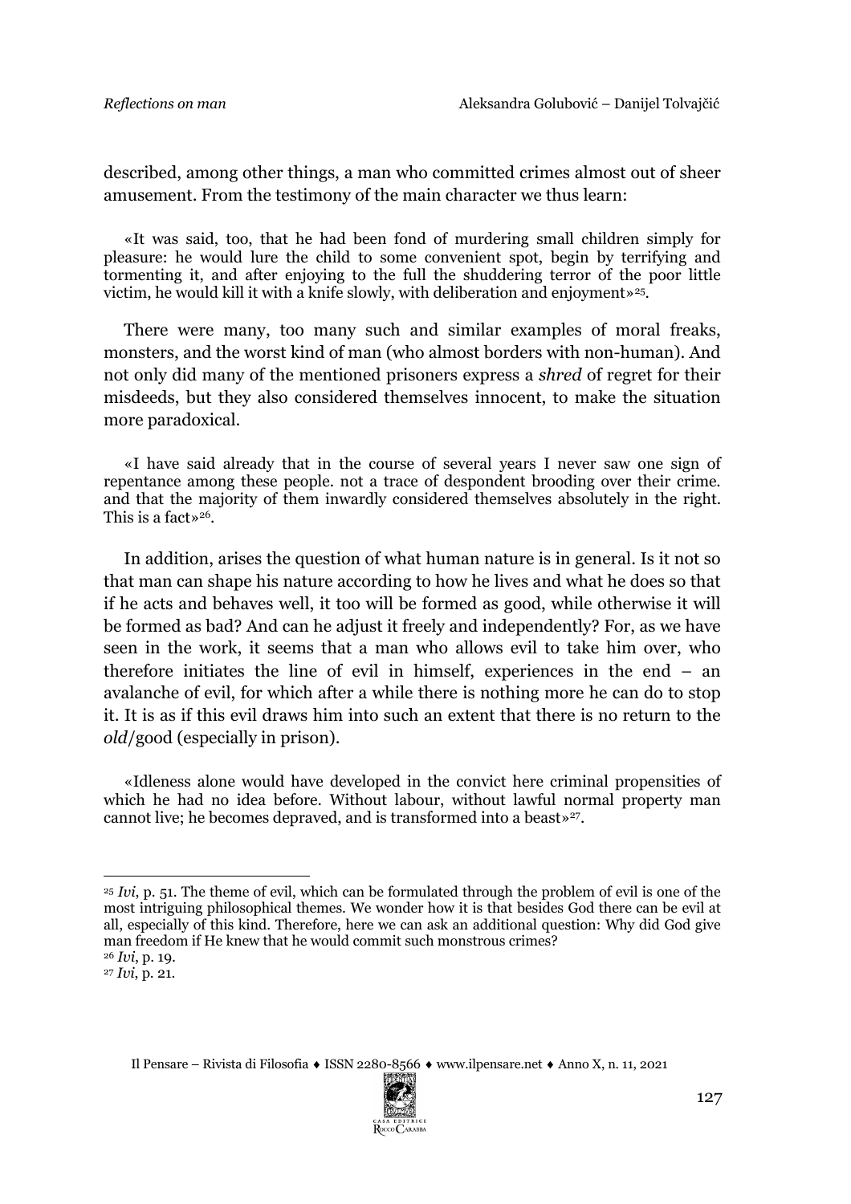described, among other things, a man who committed crimes almost out of sheer amusement. From the testimony of the main character we thus learn:

> «It was said, too, that he had been fond of murdering small children simply for pleasure: he would lure the child to some convenient spot, begin by terrifying and tormenting it, and after enjoying to the full the shuddering terror of the poor little victim, he would kill it with a knife slowly, with deliberation and enjoyment»[25].

There were many, too many such and similar examples of moral freaks, monsters, and the worst kind of man (who almost borders with non-human). And not only did many of the mentioned prisoners express a *shred* of regret for their misdeeds, but they also considered themselves innocent, to make the situation more paradoxical.

> «I have said already that in the course of several years I never saw one sign of repentance among these people. not a trace of despondent brooding over their crime. and that the majority of them inwardly considered themselves absolutely in the right. This is a fact»[26].

In addition, arises the question of what human nature is in general. Is it not so that man can shape his nature according to how he lives and what he does so that if he acts and behaves well, it too will be formed as good, while otherwise it will be formed as bad? And can he adjust it freely and independently? For, as we have seen in the work, it seems that a man who allows evil to take him over, who therefore initiates the line of evil in himself, experiences in the end – an avalanche of evil, for which after a while there is nothing more he can do to stop it. It is as if this evil draws him into such an extent that there is no return to the *old*/good (especially in prison).

> «Idleness alone would have developed in the convict here criminal propensities of which he had no idea before. Without labour, without lawful normal property man cannot live; he becomes depraved, and is transformed into a beast»[27].

---

[25] *Ivi*, p. 51. The theme of evil, which can be formulated through the problem of evil is one of the most intriguing philosophical themes. We wonder how it is that besides God there can be evil at all, especially of this kind. Therefore, here we can ask an additional question: Why did God give man freedom if He knew that he would commit such monstrous crimes?

[26] *Ivi*, p. 19.

[27] *Ivi*, p. 21.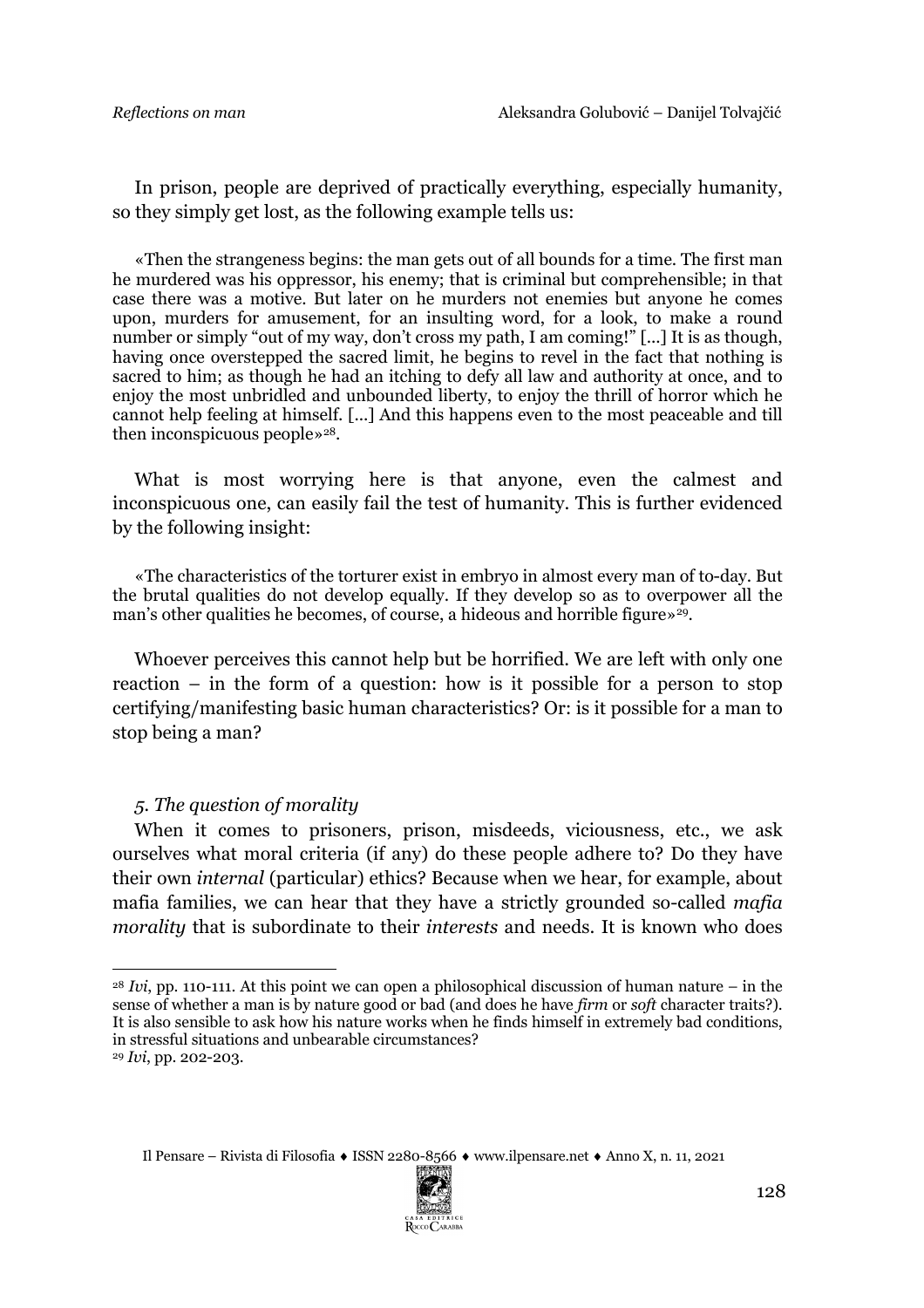In prison, people are deprived of practically everything, especially humanity, so they simply get lost, as the following example tells us:

> «Then the strangeness begins: the man gets out of all bounds for a time. The first man he murdered was his oppressor, his enemy; that is criminal but comprehensible; in that case there was a motive. But later on he murders not enemies but anyone he comes upon, murders for amusement, for an insulting word, for a look, to make a round number or simply "out of my way, don't cross my path, I am coming!" [...] It is as though, having once overstepped the sacred limit, he begins to revel in the fact that nothing is sacred to him; as though he had an itching to defy all law and authority at once, and to enjoy the most unbridled and unbounded liberty, to enjoy the thrill of horror which he cannot help feeling at himself. [...] And this happens even to the most peaceable and till then inconspicuous people»[28].

What is most worrying here is that anyone, even the calmest and inconspicuous one, can easily fail the test of humanity. This is further evidenced by the following insight:

> «The characteristics of the torturer exist in embryo in almost every man of to-day. But the brutal qualities do not develop equally. If they develop so as to overpower all the man's other qualities he becomes, of course, a hideous and horrible figure»[29].

Whoever perceives this cannot help but be horrified. We are left with only one reaction – in the form of a question: how is it possible for a person to stop certifying/manifesting basic human characteristics? Or: is it possible for a man to stop being a man?

### *5. The question of morality*

When it comes to prisoners, prison, misdeeds, viciousness, etc., we ask ourselves what moral criteria (if any) do these people adhere to? Do they have their own *internal* (particular) ethics? Because when we hear, for example, about mafia families, we can hear that they have a strictly grounded so-called *mafia morality* that is subordinate to their *interests* and needs. It is known who does

---

[28] *Ivi*, pp. 110-111. At this point we can open a philosophical discussion of human nature – in the sense of whether a man is by nature good or bad (and does he have *firm* or *soft* character traits?). It is also sensible to ask how his nature works when he finds himself in extremely bad conditions, in stressful situations and unbearable circumstances?

[29] *Ivi*, pp. 202-203.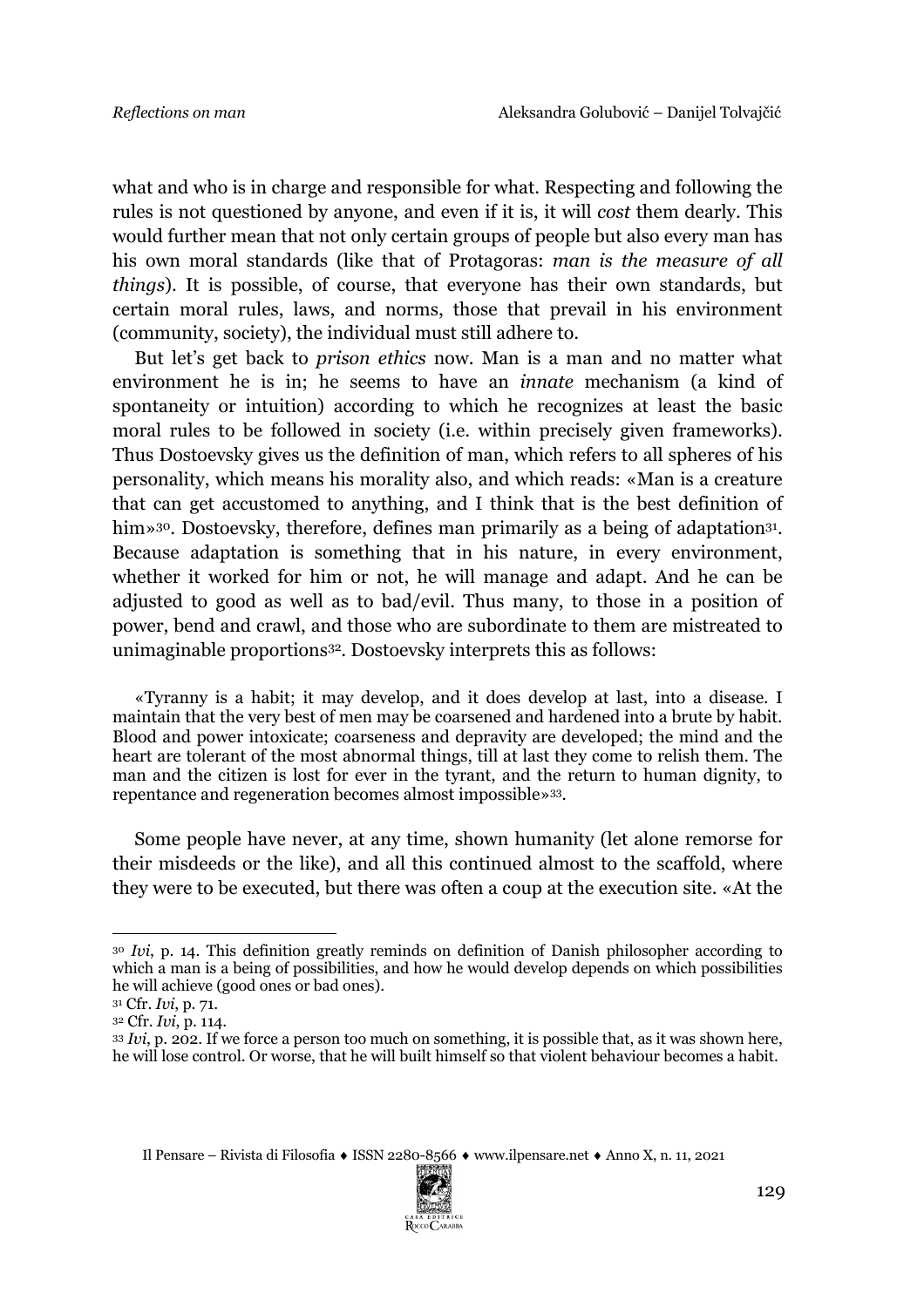what and who is in charge and responsible for what. Respecting and following the rules is not questioned by anyone, and even if it is, it will *cost* them dearly. This would further mean that not only certain groups of people but also every man has his own moral standards (like that of Protagoras: *man is the measure of all things*). It is possible, of course, that everyone has their own standards, but certain moral rules, laws, and norms, those that prevail in his environment (community, society), the individual must still adhere to.

But let's get back to *prison ethics* now. Man is a man and no matter what environment he is in; he seems to have an *innate* mechanism (a kind of spontaneity or intuition) according to which he recognizes at least the basic moral rules to be followed in society (i.e. within precisely given frameworks). Thus Dostoevsky gives us the definition of man, which refers to all spheres of his personality, which means his morality also, and which reads: «Man is a creature that can get accustomed to anything, and I think that is the best definition of him»[30]. Dostoevsky, therefore, defines man primarily as a being of adaptation[31]. Because adaptation is something that in his nature, in every environment, whether it worked for him or not, he will manage and adapt. And he can be adjusted to good as well as to bad/evil. Thus many, to those in a position of power, bend and crawl, and those who are subordinate to them are mistreated to unimaginable proportions[32]. Dostoevsky interprets this as follows:

> «Tyranny is a habit; it may develop, and it does develop at last, into a disease. I maintain that the very best of men may be coarsened and hardened into a brute by habit. Blood and power intoxicate; coarseness and depravity are developed; the mind and the heart are tolerant of the most abnormal things, till at last they come to relish them. The man and the citizen is lost for ever in the tyrant, and the return to human dignity, to repentance and regeneration becomes almost impossible»[33].

Some people have never, at any time, shown humanity (let alone remorse for their misdeeds or the like), and all this continued almost to the scaffold, where they were to be executed, but there was often a coup at the execution site. «At the

---

[30] *Ivi*, p. 14. This definition greatly reminds on definition of Danish philosopher according to which a man is a being of possibilities, and how he would develop depends on which possibilities he will achieve (good ones or bad ones).

[31] Cfr. *Ivi*, p. 71.

[32] Cfr. *Ivi*, p. 114.

[33] *Ivi*, p. 202. If we force a person too much on something, it is possible that, as it was shown here, he will lose control. Or worse, that he will built himself so that violent behaviour becomes a habit.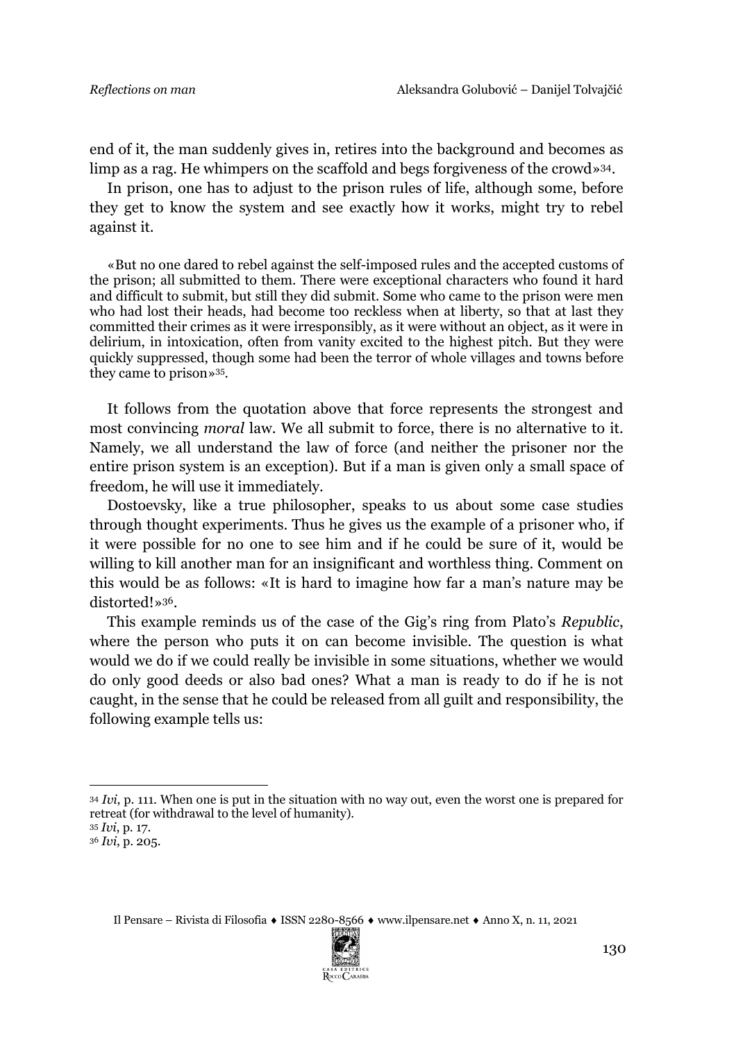end of it, the man suddenly gives in, retires into the background and becomes as limp as a rag. He whimpers on the scaffold and begs forgiveness of the crowd»[34].

In prison, one has to adjust to the prison rules of life, although some, before they get to know the system and see exactly how it works, might try to rebel against it.

> «But no one dared to rebel against the self-imposed rules and the accepted customs of the prison; all submitted to them. There were exceptional characters who found it hard and difficult to submit, but still they did submit. Some who came to the prison were men who had lost their heads, had become too reckless when at liberty, so that at last they committed their crimes as it were irresponsibly, as it were without an object, as it were in delirium, in intoxication, often from vanity excited to the highest pitch. But they were quickly suppressed, though some had been the terror of whole villages and towns before they came to prison»[35].

It follows from the quotation above that force represents the strongest and most convincing *moral* law. We all submit to force, there is no alternative to it. Namely, we all understand the law of force (and neither the prisoner nor the entire prison system is an exception). But if a man is given only a small space of freedom, he will use it immediately.

Dostoevsky, like a true philosopher, speaks to us about some case studies through thought experiments. Thus he gives us the example of a prisoner who, if it were possible for no one to see him and if he could be sure of it, would be willing to kill another man for an insignificant and worthless thing. Comment on this would be as follows: «It is hard to imagine how far a man's nature may be distorted!»[36].

This example reminds us of the case of the Gig's ring from Plato's *Republic*, where the person who puts it on can become invisible. The question is what would we do if we could really be invisible in some situations, whether we would do only good deeds or also bad ones? What a man is ready to do if he is not caught, in the sense that he could be released from all guilt and responsibility, the following example tells us:

---

[34] *Ivi*, p. 111. When one is put in the situation with no way out, even the worst one is prepared for retreat (for withdrawal to the level of humanity).

[35] *Ivi*, p. 17.

[36] *Ivi*, p. 205.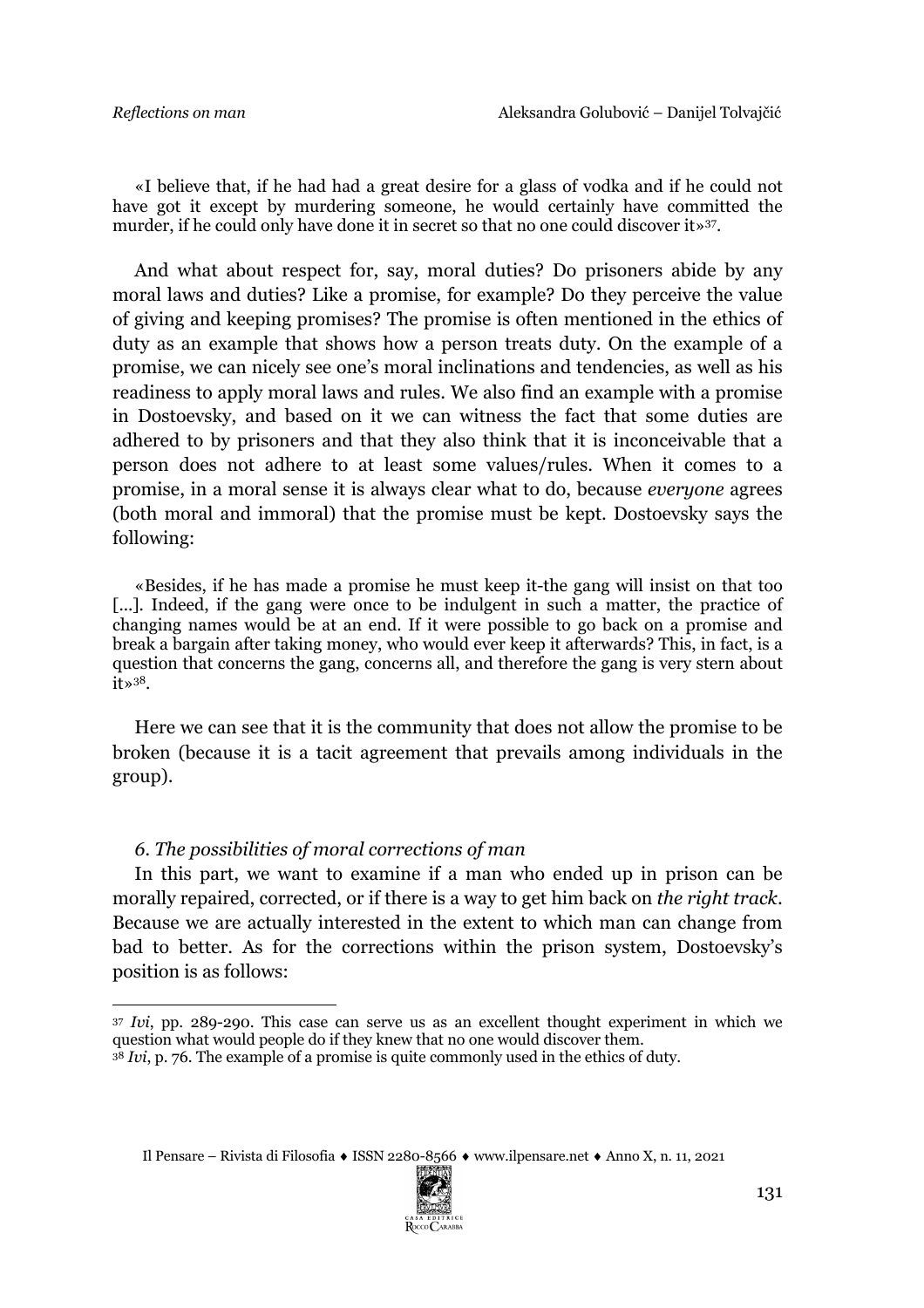«I believe that, if he had had a great desire for a glass of vodka and if he could not have got it except by murdering someone, he would certainly have committed the murder, if he could only have done it in secret so that no one could discover it»[37].

And what about respect for, say, moral duties? Do prisoners abide by any moral laws and duties? Like a promise, for example? Do they perceive the value of giving and keeping promises? The promise is often mentioned in the ethics of duty as an example that shows how a person treats duty. On the example of a promise, we can nicely see one's moral inclinations and tendencies, as well as his readiness to apply moral laws and rules. We also find an example with a promise in Dostoevsky, and based on it we can witness the fact that some duties are adhered to by prisoners and that they also think that it is inconceivable that a person does not adhere to at least some values/rules. When it comes to a promise, in a moral sense it is always clear what to do, because *everyone* agrees (both moral and immoral) that the promise must be kept. Dostoevsky says the following:

«Besides, if he has made a promise he must keep it-the gang will insist on that too [...]. Indeed, if the gang were once to be indulgent in such a matter, the practice of changing names would be at an end. If it were possible to go back on a promise and break a bargain after taking money, who would ever keep it afterwards? This, in fact, is a question that concerns the gang, concerns all, and therefore the gang is very stern about it»[38].

Here we can see that it is the community that does not allow the promise to be broken (because it is a tacit agreement that prevails among individuals in the group).

### *6. The possibilities of moral corrections of man*

In this part, we want to examine if a man who ended up in prison can be morally repaired, corrected, or if there is a way to get him back on *the right track*. Because we are actually interested in the extent to which man can change from bad to better. As for the corrections within the prison system, Dostoevsky's position is as follows:

---

[37] *Ivi*, pp. 289-290. This case can serve us as an excellent thought experiment in which we question what would people do if they knew that no one would discover them.

[38] *Ivi*, p. 76. The example of a promise is quite commonly used in the ethics of duty.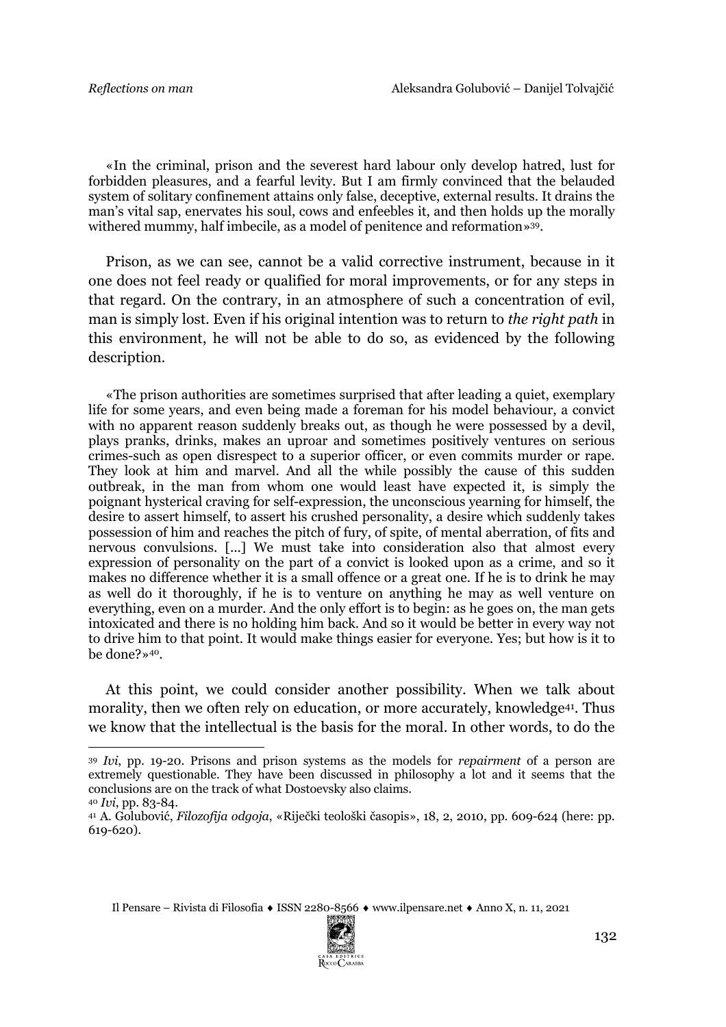«In the criminal, prison and the severest hard labour only develop hatred, lust for forbidden pleasures, and a fearful levity. But I am firmly convinced that the belauded system of solitary confinement attains only false, deceptive, external results. It drains the man's vital sap, enervates his soul, cows and enfeebles it, and then holds up the morally withered mummy, half imbecile, as a model of penitence and reformation»[39].

Prison, as we can see, cannot be a valid corrective instrument, because in it one does not feel ready or qualified for moral improvements, or for any steps in that regard. On the contrary, in an atmosphere of such a concentration of evil, man is simply lost. Even if his original intention was to return to *the right path* in this environment, he will not be able to do so, as evidenced by the following description.

«The prison authorities are sometimes surprised that after leading a quiet, exemplary life for some years, and even being made a foreman for his model behaviour, a convict with no apparent reason suddenly breaks out, as though he were possessed by a devil, plays pranks, drinks, makes an uproar and sometimes positively ventures on serious crimes-such as open disrespect to a superior officer, or even commits murder or rape. They look at him and marvel. And all the while possibly the cause of this sudden outbreak, in the man from whom one would least have expected it, is simply the poignant hysterical craving for self-expression, the unconscious yearning for himself, the desire to assert himself, to assert his crushed personality, a desire which suddenly takes possession of him and reaches the pitch of fury, of spite, of mental aberration, of fits and nervous convulsions. […] We must take into consideration also that almost every expression of personality on the part of a convict is looked upon as a crime, and so it makes no difference whether it is a small offence or a great one. If he is to drink he may as well do it thoroughly, if he is to venture on anything he may as well venture on everything, even on a murder. And the only effort is to begin: as he goes on, the man gets intoxicated and there is no holding him back. And so it would be better in every way not to drive him to that point. It would make things easier for everyone. Yes; but how is it to be done?»[40].

At this point, we could consider another possibility. When we talk about morality, then we often rely on education, or more accurately, knowledge[41]. Thus we know that the intellectual is the basis for the moral. In other words, to do the

---

[39] *Ivi*, pp. 19-20. Prisons and prison systems as the models for *repairment* of a person are extremely questionable. They have been discussed in philosophy a lot and it seems that the conclusions are on the track of what Dostoevsky also claims.

[40] *Ivi*, pp. 83-84.

[41] A. Golubović, *Filozofija odgoja*, «Riječki teološki časopis», 18, 2, 2010, pp. 609-624 (here: pp. 619-620).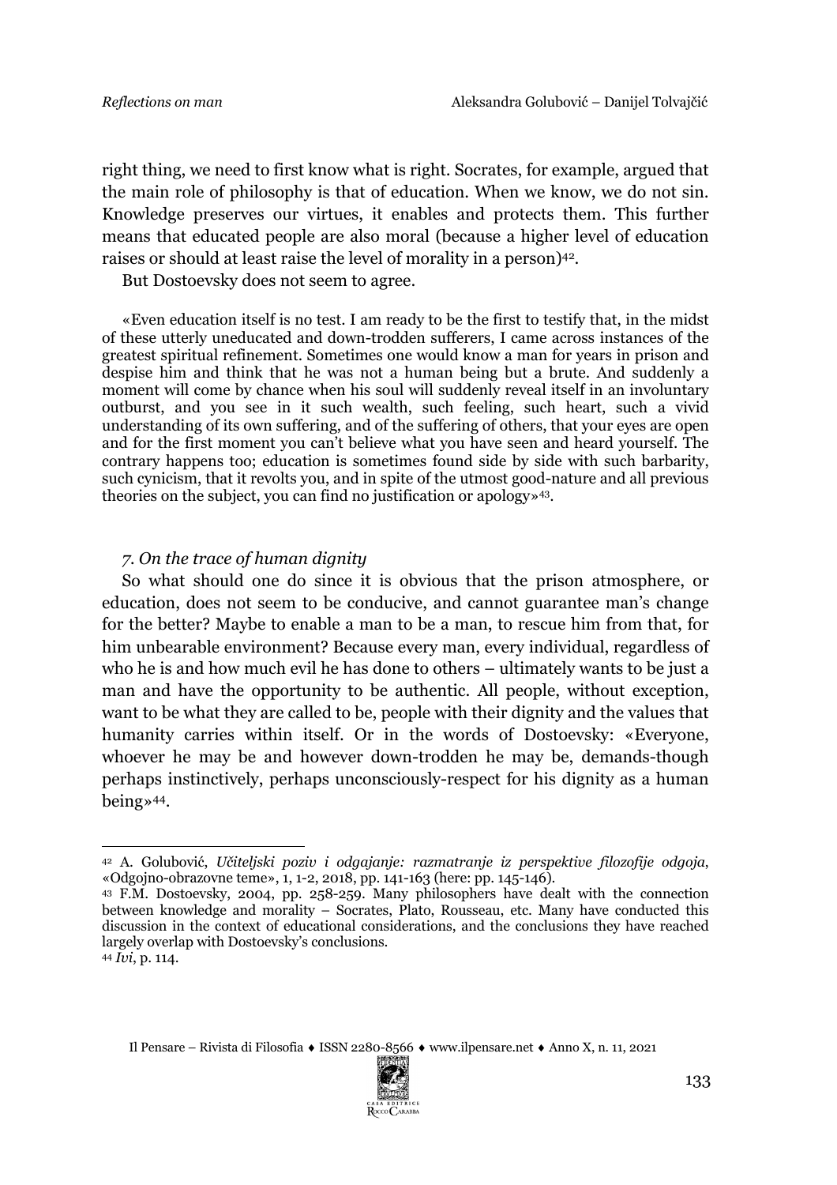right thing, we need to first know what is right. Socrates, for example, argued that the main role of philosophy is that of education. When we know, we do not sin. Knowledge preserves our virtues, it enables and protects them. This further means that educated people are also moral (because a higher level of education raises or should at least raise the level of morality in a person)[42].

But Dostoevsky does not seem to agree.

> «Even education itself is no test. I am ready to be the first to testify that, in the midst of these utterly uneducated and down-trodden sufferers, I came across instances of the greatest spiritual refinement. Sometimes one would know a man for years in prison and despise him and think that he was not a human being but a brute. And suddenly a moment will come by chance when his soul will suddenly reveal itself in an involuntary outburst, and you see in it such wealth, such feeling, such heart, such a vivid understanding of its own suffering, and of the suffering of others, that your eyes are open and for the first moment you can't believe what you have seen and heard yourself. The contrary happens too; education is sometimes found side by side with such barbarity, such cynicism, that it revolts you, and in spite of the utmost good-nature and all previous theories on the subject, you can find no justification or apology»[43].

### *7. On the trace of human dignity*

So what should one do since it is obvious that the prison atmosphere, or education, does not seem to be conducive, and cannot guarantee man's change for the better? Maybe to enable a man to be a man, to rescue him from that, for him unbearable environment? Because every man, every individual, regardless of who he is and how much evil he has done to others – ultimately wants to be just a man and have the opportunity to be authentic. All people, without exception, want to be what they are called to be, people with their dignity and the values that humanity carries within itself. Or in the words of Dostoevsky: «Everyone, whoever he may be and however down-trodden he may be, demands-though perhaps instinctively, perhaps unconsciously-respect for his dignity as a human being»[44].

---

[42] A. Golubović, *Učiteljski poziv i odgajanje: razmatranje iz perspektive filozofije odgoja*, «Odgojno-obrazovne teme», 1, 1-2, 2018, pp. 141-163 (here: pp. 145-146).

[43] F.M. Dostoevsky, 2004, pp. 258-259. Many philosophers have dealt with the connection between knowledge and morality – Socrates, Plato, Rousseau, etc. Many have conducted this discussion in the context of educational considerations, and the conclusions they have reached largely overlap with Dostoevsky's conclusions.

[44] *Ivi*, p. 114.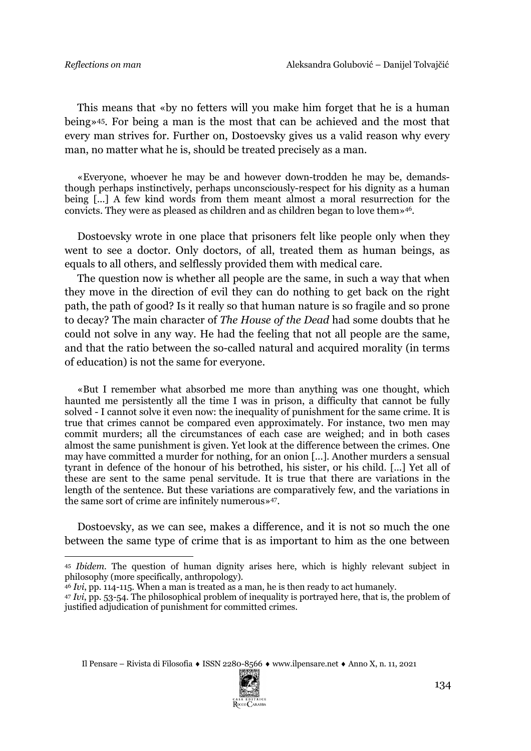This means that «by no fetters will you make him forget that he is a human being»[45]. For being a man is the most that can be achieved and the most that every man strives for. Further on, Dostoevsky gives us a valid reason why every man, no matter what he is, should be treated precisely as a man.

> «Everyone, whoever he may be and however down-trodden he may be, demands-though perhaps instinctively, perhaps unconsciously-respect for his dignity as a human being [...] A few kind words from them meant almost a moral resurrection for the convicts. They were as pleased as children and as children began to love them»[46].

Dostoevsky wrote in one place that prisoners felt like people only when they went to see a doctor. Only doctors, of all, treated them as human beings, as equals to all others, and selflessly provided them with medical care.

The question now is whether all people are the same, in such a way that when they move in the direction of evil they can do nothing to get back on the right path, the path of good? Is it really so that human nature is so fragile and so prone to decay? The main character of *The House of the Dead* had some doubts that he could not solve in any way. He had the feeling that not all people are the same, and that the ratio between the so-called natural and acquired morality (in terms of education) is not the same for everyone.

> «But I remember what absorbed me more than anything was one thought, which haunted me persistently all the time I was in prison, a difficulty that cannot be fully solved - I cannot solve it even now: the inequality of punishment for the same crime. It is true that crimes cannot be compared even approximately. For instance, two men may commit murders; all the circumstances of each case are weighed; and in both cases almost the same punishment is given. Yet look at the difference between the crimes. One may have committed a murder for nothing, for an onion [...]. Another murders a sensual tyrant in defence of the honour of his betrothed, his sister, or his child. [...] Yet all of these are sent to the same penal servitude. It is true that there are variations in the length of the sentence. But these variations are comparatively few, and the variations in the same sort of crime are infinitely numerous»[47].

Dostoevsky, as we can see, makes a difference, and it is not so much the one between the same type of crime that is as important to him as the one between

---

[45] *Ibidem*. The question of human dignity arises here, which is highly relevant subject in philosophy (more specifically, anthropology).

[46] *Ivi*, pp. 114-115. When a man is treated as a man, he is then ready to act humanely.

[47] *Ivi*, pp. 53-54. The philosophical problem of inequality is portrayed here, that is, the problem of justified adjudication of punishment for committed crimes.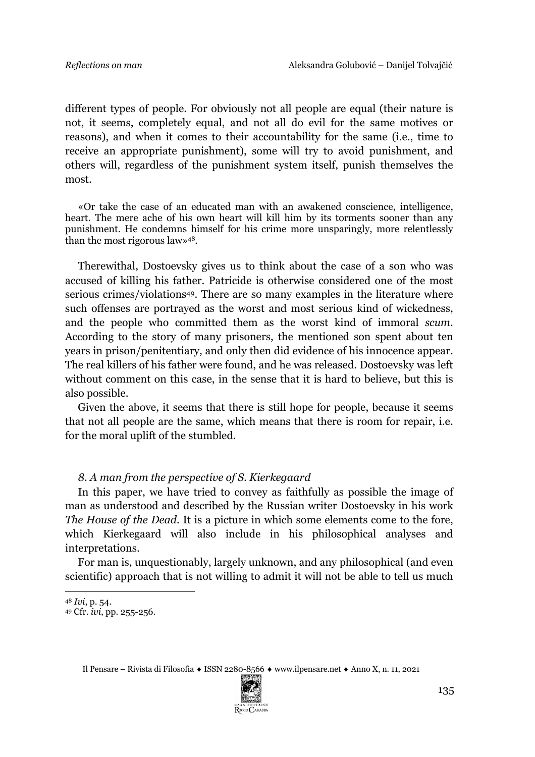different types of people. For obviously not all people are equal (their nature is not, it seems, completely equal, and not all do evil for the same motives or reasons), and when it comes to their accountability for the same (i.e., time to receive an appropriate punishment), some will try to avoid punishment, and others will, regardless of the punishment system itself, punish themselves the most.

> «Or take the case of an educated man with an awakened conscience, intelligence, heart. The mere ache of his own heart will kill him by its torments sooner than any punishment. He condemns himself for his crime more unsparingly, more relentlessly than the most rigorous law»[48].

Therewithal, Dostoevsky gives us to think about the case of a son who was accused of killing his father. Patricide is otherwise considered one of the most serious crimes/violations[49]. There are so many examples in the literature where such offenses are portrayed as the worst and most serious kind of wickedness, and the people who committed them as the worst kind of immoral *scum*. According to the story of many prisoners, the mentioned son spent about ten years in prison/penitentiary, and only then did evidence of his innocence appear. The real killers of his father were found, and he was released. Dostoevsky was left without comment on this case, in the sense that it is hard to believe, but this is also possible.

Given the above, it seems that there is still hope for people, because it seems that not all people are the same, which means that there is room for repair, i.e. for the moral uplift of the stumbled.

### *8. A man from the perspective of S. Kierkegaard*

In this paper, we have tried to convey as faithfully as possible the image of man as understood and described by the Russian writer Dostoevsky in his work *The House of the Dead*. It is a picture in which some elements come to the fore, which Kierkegaard will also include in his philosophical analyses and interpretations.

For man is, unquestionably, largely unknown, and any philosophical (and even scientific) approach that is not willing to admit it will not be able to tell us much

---

[48] *Ivi*, p. 54.

[49] Cfr. *ivi*, pp. 255-256.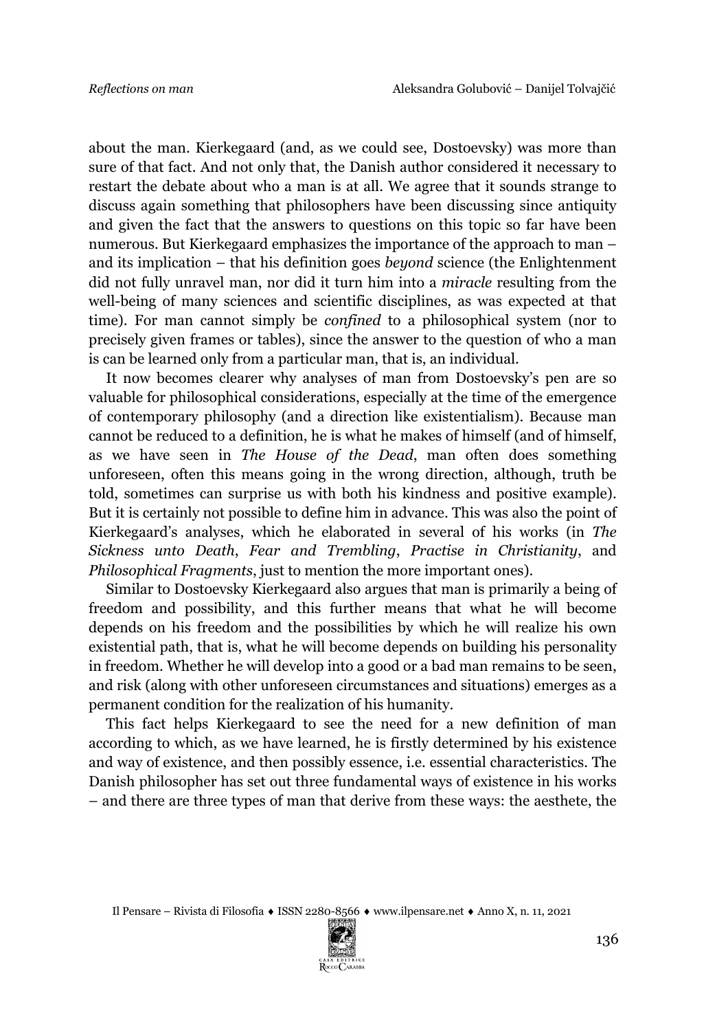about the man. Kierkegaard (and, as we could see, Dostoevsky) was more than sure of that fact. And not only that, the Danish author considered it necessary to restart the debate about who a man is at all. We agree that it sounds strange to discuss again something that philosophers have been discussing since antiquity and given the fact that the answers to questions on this topic so far have been numerous. But Kierkegaard emphasizes the importance of the approach to man – and its implication – that his definition goes *beyond* science (the Enlightenment did not fully unravel man, nor did it turn him into a *miracle* resulting from the well-being of many sciences and scientific disciplines, as was expected at that time). For man cannot simply be *confined* to a philosophical system (nor to precisely given frames or tables), since the answer to the question of who a man is can be learned only from a particular man, that is, an individual.

It now becomes clearer why analyses of man from Dostoevsky's pen are so valuable for philosophical considerations, especially at the time of the emergence of contemporary philosophy (and a direction like existentialism). Because man cannot be reduced to a definition, he is what he makes of himself (and of himself, as we have seen in *The House of the Dead*, man often does something unforeseen, often this means going in the wrong direction, although, truth be told, sometimes can surprise us with both his kindness and positive example). But it is certainly not possible to define him in advance. This was also the point of Kierkegaard's analyses, which he elaborated in several of his works (in *The Sickness unto Death*, *Fear and Trembling*, *Practise in Christianity*, and *Philosophical Fragments*, just to mention the more important ones).

Similar to Dostoevsky Kierkegaard also argues that man is primarily a being of freedom and possibility, and this further means that what he will become depends on his freedom and the possibilities by which he will realize his own existential path, that is, what he will become depends on building his personality in freedom. Whether he will develop into a good or a bad man remains to be seen, and risk (along with other unforeseen circumstances and situations) emerges as a permanent condition for the realization of his humanity.

This fact helps Kierkegaard to see the need for a new definition of man according to which, as we have learned, he is firstly determined by his existence and way of existence, and then possibly essence, i.e. essential characteristics. The Danish philosopher has set out three fundamental ways of existence in his works – and there are three types of man that derive from these ways: the aesthete, the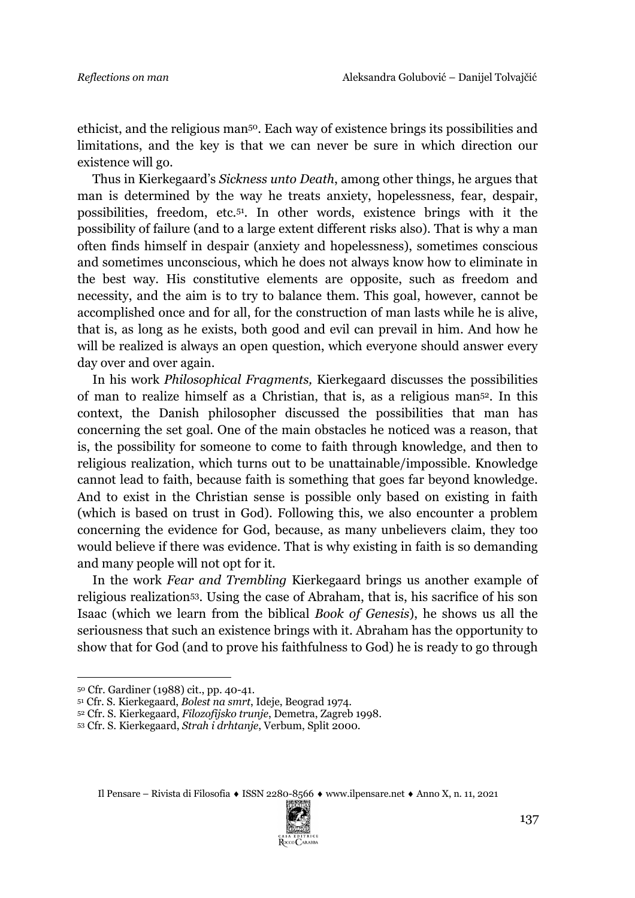ethicist, and the religious man[50]. Each way of existence brings its possibilities and limitations, and the key is that we can never be sure in which direction our existence will go.

Thus in Kierkegaard's *Sickness unto Death*, among other things, he argues that man is determined by the way he treats anxiety, hopelessness, fear, despair, possibilities, freedom, etc.[51]. In other words, existence brings with it the possibility of failure (and to a large extent different risks also). That is why a man often finds himself in despair (anxiety and hopelessness), sometimes conscious and sometimes unconscious, which he does not always know how to eliminate in the best way. His constitutive elements are opposite, such as freedom and necessity, and the aim is to try to balance them. This goal, however, cannot be accomplished once and for all, for the construction of man lasts while he is alive, that is, as long as he exists, both good and evil can prevail in him. And how he will be realized is always an open question, which everyone should answer every day over and over again.

In his work *Philosophical Fragments,* Kierkegaard discusses the possibilities of man to realize himself as a Christian, that is, as a religious man[52]. In this context, the Danish philosopher discussed the possibilities that man has concerning the set goal. One of the main obstacles he noticed was a reason, that is, the possibility for someone to come to faith through knowledge, and then to religious realization, which turns out to be unattainable/impossible. Knowledge cannot lead to faith, because faith is something that goes far beyond knowledge. And to exist in the Christian sense is possible only based on existing in faith (which is based on trust in God). Following this, we also encounter a problem concerning the evidence for God, because, as many unbelievers claim, they too would believe if there was evidence. That is why existing in faith is so demanding and many people will not opt for it.

In the work *Fear and Trembling* Kierkegaard brings us another example of religious realization[53]. Using the case of Abraham, that is, his sacrifice of his son Isaac (which we learn from the biblical *Book of Genesis*), he shows us all the seriousness that such an existence brings with it. Abraham has the opportunity to show that for God (and to prove his faithfulness to God) he is ready to go through

---

[50] Cfr. Gardiner (1988) cit., pp. 40-41.

[51] Cfr. S. Kierkegaard, *Bolest na smrt*, Ideje, Beograd 1974.

[52] Cfr. S. Kierkegaard, *Filozofijsko trunje*, Demetra, Zagreb 1998.

[53] Cfr. S. Kierkegaard, *Strah i drhtanje*, Verbum, Split 2000.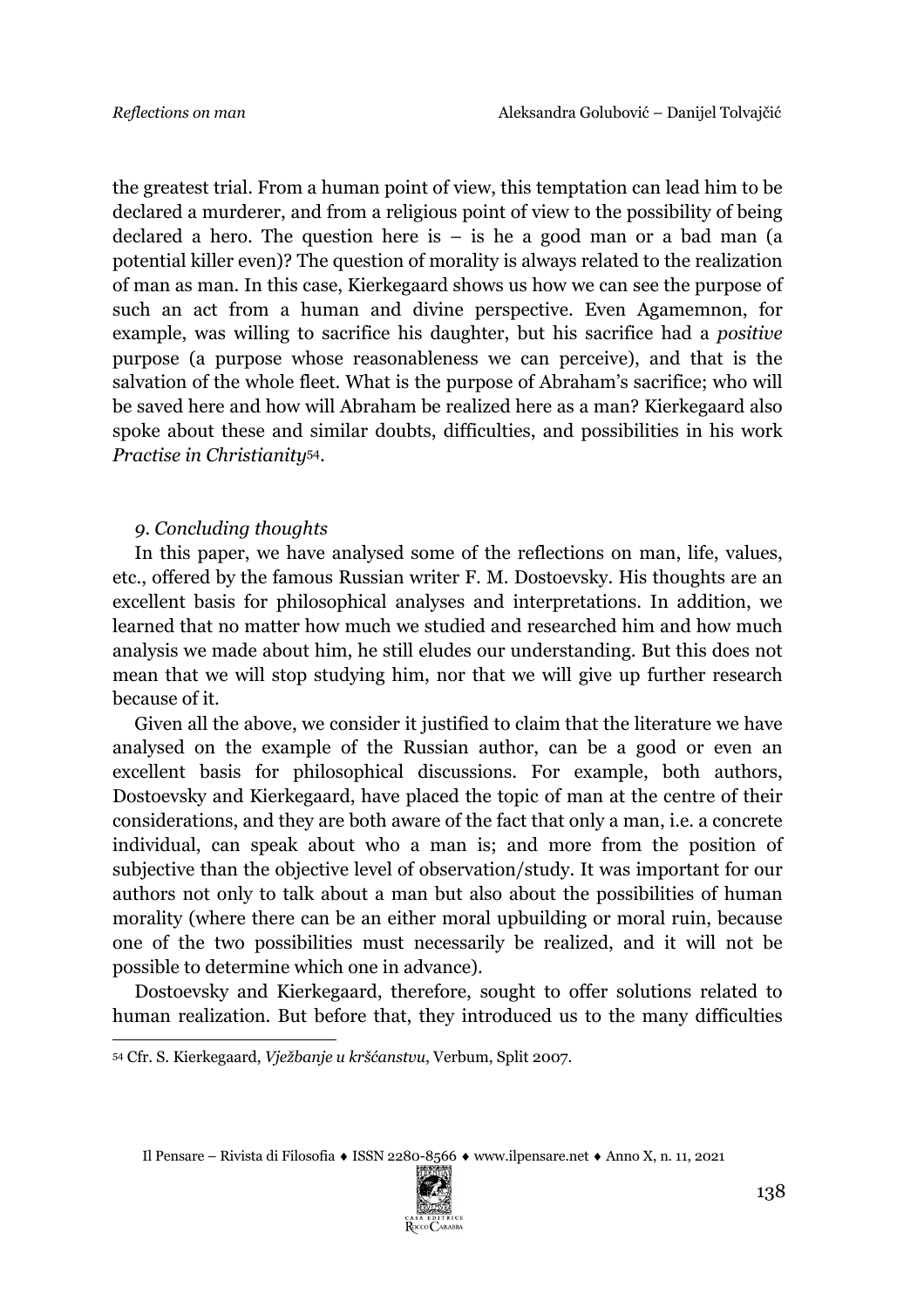the greatest trial. From a human point of view, this temptation can lead him to be declared a murderer, and from a religious point of view to the possibility of being declared a hero. The question here is – is he a good man or a bad man (a potential killer even)? The question of morality is always related to the realization of man as man. In this case, Kierkegaard shows us how we can see the purpose of such an act from a human and divine perspective. Even Agamemnon, for example, was willing to sacrifice his daughter, but his sacrifice had a *positive* purpose (a purpose whose reasonableness we can perceive), and that is the salvation of the whole fleet. What is the purpose of Abraham's sacrifice; who will be saved here and how will Abraham be realized here as a man? Kierkegaard also spoke about these and similar doubts, difficulties, and possibilities in his work *Practise in Christianity*[54].

### *9. Concluding thoughts*

In this paper, we have analysed some of the reflections on man, life, values, etc., offered by the famous Russian writer F. M. Dostoevsky. His thoughts are an excellent basis for philosophical analyses and interpretations. In addition, we learned that no matter how much we studied and researched him and how much analysis we made about him, he still eludes our understanding. But this does not mean that we will stop studying him, nor that we will give up further research because of it.

Given all the above, we consider it justified to claim that the literature we have analysed on the example of the Russian author, can be a good or even an excellent basis for philosophical discussions. For example, both authors, Dostoevsky and Kierkegaard, have placed the topic of man at the centre of their considerations, and they are both aware of the fact that only a man, i.e. a concrete individual, can speak about who a man is; and more from the position of subjective than the objective level of observation/study. It was important for our authors not only to talk about a man but also about the possibilities of human morality (where there can be an either moral upbuilding or moral ruin, because one of the two possibilities must necessarily be realized, and it will not be possible to determine which one in advance).

Dostoevsky and Kierkegaard, therefore, sought to offer solutions related to human realization. But before that, they introduced us to the many difficulties

---

[54] Cfr. S. Kierkegaard, *Vježbanje u kršćanstvu*, Verbum, Split 2007.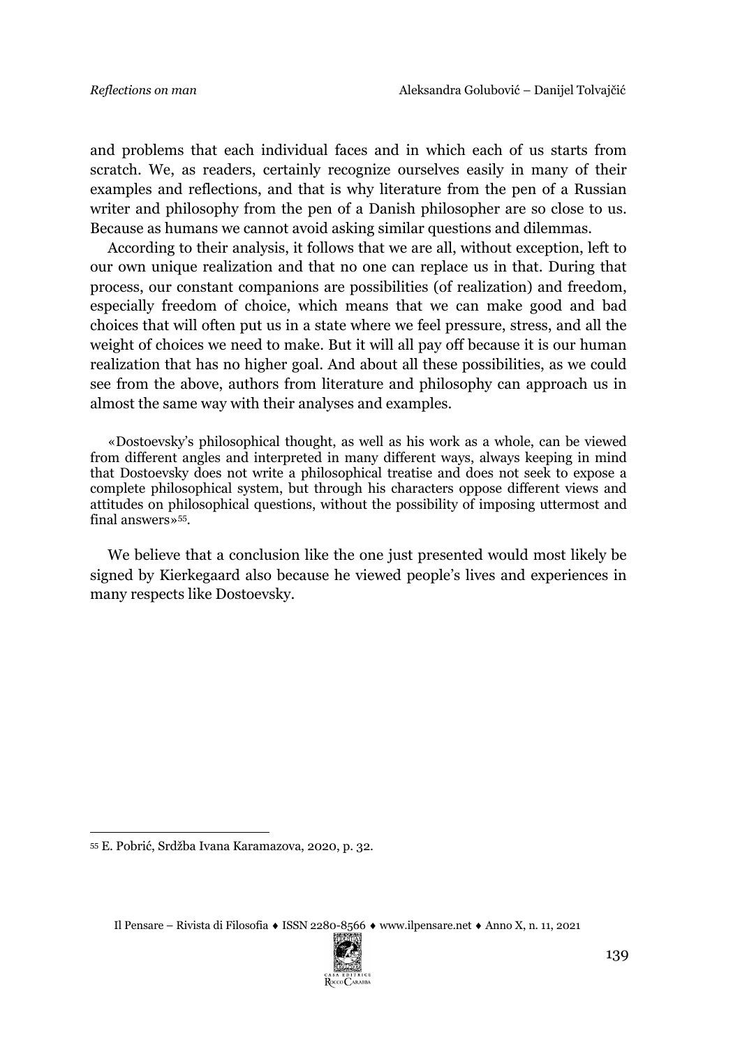and problems that each individual faces and in which each of us starts from scratch. We, as readers, certainly recognize ourselves easily in many of their examples and reflections, and that is why literature from the pen of a Russian writer and philosophy from the pen of a Danish philosopher are so close to us. Because as humans we cannot avoid asking similar questions and dilemmas.

According to their analysis, it follows that we are all, without exception, left to our own unique realization and that no one can replace us in that. During that process, our constant companions are possibilities (of realization) and freedom, especially freedom of choice, which means that we can make good and bad choices that will often put us in a state where we feel pressure, stress, and all the weight of choices we need to make. But it will all pay off because it is our human realization that has no higher goal. And about all these possibilities, as we could see from the above, authors from literature and philosophy can approach us in almost the same way with their analyses and examples.

> «Dostoevsky's philosophical thought, as well as his work as a whole, can be viewed from different angles and interpreted in many different ways, always keeping in mind that Dostoevsky does not write a philosophical treatise and does not seek to expose a complete philosophical system, but through his characters oppose different views and attitudes on philosophical questions, without the possibility of imposing uttermost and final answers»[55].

We believe that a conclusion like the one just presented would most likely be signed by Kierkegaard also because he viewed people's lives and experiences in many respects like Dostoevsky.

---

[55] E. Pobrić, Srdžba Ivana Karamazova, 2020, p. 32.